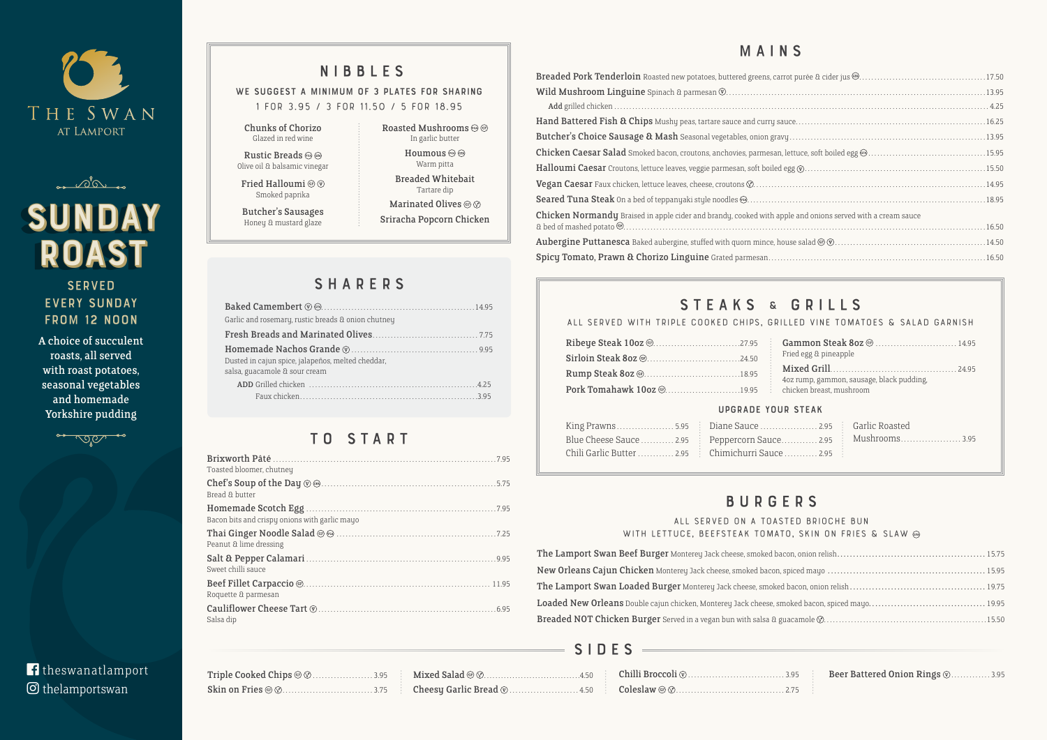# The Swan at Lamport

## SUNDAY ROAST

SERVED EVERY SUNDAY FROM 12 NOON

A choice of succulent roasts, all served with roast potatoes, seasonal vegetables and homemade Yorkshire pudding

theswanatlamport
thelamportswan

## NIBBLES

WE SUGGEST A MINIMUM OF 3 PLATES FOR SHARING

1 FOR 3.95 / 3 FOR 11.50 / 5 FOR 18.95

- **Chunks of Chorizo** – Glazed in red wine
- **Rustic Breads** – Olive oil & balsamic vinegar
- **Fried Halloumi** – Smoked paprika
- **Butcher's Sausages** – Honey & mustard glaze
- **Roasted Mushrooms** – In garlic butter
- **Houmous** – Warm pitta
- **Breaded Whitebait** – Tartare dip
- **Marinated Olives**
- **Sriracha Popcorn Chicken**

## SHARERS

- **Baked Camembert** ... 14.95
  Garlic and rosemary, rustic breads & onion chutney
- **Fresh Breads and Marinated Olives** ... 7.75
- **Homemade Nachos Grande** ... 9.95
  Dusted in cajun spice, jalapeños, melted cheddar, salsa, guacamole & sour cream
  - ADD Grilled chicken ... 4.25
  - Faux chicken ... 3.95

## TO START

- **Brixworth Pâté** ... 7.95
  Toasted bloomer, chutney
- **Chef's Soup of the Day** ... 5.75
  Bread & butter
- **Homemade Scotch Egg** ... 7.95
  Bacon bits and crispy onions with garlic mayo
- **Thai Ginger Noodle Salad** ... 7.25
  Peanut & lime dressing
- **Salt & Pepper Calamari** ... 9.95
  Sweet chilli sauce
- **Beef Fillet Carpaccio** ... 11.95
  Roquette & parmesan
- **Cauliflower Cheese Tart** ... 6.95
  Salsa dip

## MAINS

- **Breaded Pork Tenderloin** Roasted new potatoes, buttered greens, carrot purée & cider jus ... 17.50
- **Wild Mushroom Linguine** Spinach & parmesan ... 13.95
  - Add grilled chicken ... 4.25
- **Hand Battered Fish & Chips** Mushy peas, tartare sauce and curry sauce ... 16.25
- **Butcher's Choice Sausage & Mash** Seasonal vegetables, onion gravy ... 13.95
- **Chicken Caesar Salad** Smoked bacon, croutons, anchovies, parmesan, lettuce, soft boiled egg ... 15.95
- **Halloumi Caesar** Croutons, lettuce leaves, veggie parmesan, soft boiled egg ... 15.50
- **Vegan Caesar** Faux chicken, lettuce leaves, cheese, croutons ... 14.95
- **Seared Tuna Steak** On a bed of teppanyaki style noodles ... 18.95
- **Chicken Normandy** Braised in apple cider and brandy, cooked with apple and onions served with a cream sauce & a bed of mashed potato ... 16.50
- **Aubergine Puttanesca** Baked aubergine, stuffed with quorn mince, house salad ... 14.50
- **Spicy Tomato, Prawn & Chorizo Linguine** Grated parmesan ... 16.50

## STEAKS & GRILLS

ALL SERVED WITH TRIPLE COOKED CHIPS, GRILLED VINE TOMATOES & SALAD GARNISH

- **Ribeye Steak 10oz** ... 27.95
- **Sirloin Steak 8oz** ... 24.50
- **Rump Steak 8oz** ... 18.95
- **Pork Tomahawk 10oz** ... 19.95
- **Gammon Steak 8oz** ... 14.95
  Fried egg & pineapple
- **Mixed Grill** ... 24.95
  4oz rump, gammon, sausage, black pudding, chicken breast, mushroom

### UPGRADE YOUR STEAK

- King Prawns ... 5.95
- Blue Cheese Sauce ... 2.95
- Chili Garlic Butter ... 2.95
- Diane Sauce ... 2.95
- Peppercorn Sauce ... 2.95
- Chimichurri Sauce ... 2.95
- Garlic Roasted Mushrooms ... 3.95

## BURGERS

ALL SERVED ON A TOASTED BRIOCHE BUN WITH LETTUCE, BEEFSTEAK TOMATO, SKIN ON FRIES & SLAW

- **The Lamport Swan Beef Burger** Monterey Jack cheese, smoked bacon, onion relish ... 15.75
- **New Orleans Cajun Chicken** Monterey Jack cheese, smoked bacon, spiced mayo ... 15.95
- **The Lamport Swan Loaded Burger** Monterey Jack cheese, smoked bacon, onion relish ... 19.75
- **Loaded New Orleans** Double cajun chicken, Monterey Jack cheese, smoked bacon, spiced mayo ... 19.95
- **Breaded NOT Chicken Burger** Served in a vegan bun with salsa & guacamole ... 15.50

## SIDES

- **Triple Cooked Chips** ... 3.95
- **Skin on Fries** ... 3.75
- **Mixed Salad** ... 4.50
- **Cheesy Garlic Bread** ... 4.50
- **Chilli Broccoli** ... 3.95
- **Coleslaw** ... 2.75
- **Beer Battered Onion Rings** ... 3.95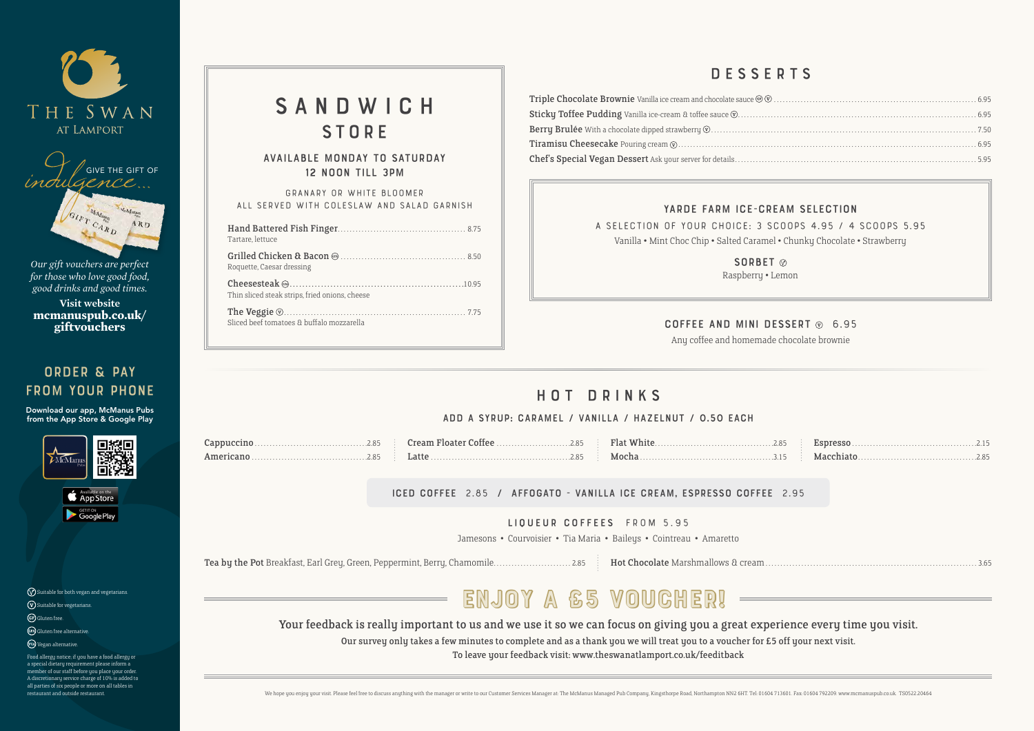THE SWAN
AT LAMPORT

*indulgence...* GIVE THE GIFT OF

*Our gift vouchers are perfect for those who love good food, good drinks and good times.*

**Visit website**
**mcmanuspub.co.uk/giftvouchers**

## ORDER & PAY FROM YOUR PHONE

Download our app, McManus Pubs from the App Store & Google Play

(VG) Suitable for both vegan and vegetarians.
(V) Suitable for vegetarians.
(GF) Gluten free.
(GFA) Gluten free alternative.
(VGA) Vegan alternative.

Food allergy notice: if you have a food allergy or a special dietary requirement please inform a member of our staff before you place your order. A discretionary service charge of 10% is added to all parties of six people or more on all tables in restaurant and outside restaurant.

# SANDWICH STORE

### AVAILABLE MONDAY TO SATURDAY 12 NOON TILL 3PM

GRANARY OR WHITE BLOOMER
ALL SERVED WITH COLESLAW AND SALAD GARNISH

**Hand Battered Fish Finger** .......... 8.75
Tartare, lettuce

**Grilled Chicken & Bacon** (GFA) .......... 8.50
Roquette, Caesar dressing

**Cheesesteak** (GFA) .......... 10.95
Thin sliced steak strips, fried onions, cheese

**The Veggie** (V) .......... 7.75
Sliced beef tomatoes & buffalo mozzarella

# DESSERTS

**Triple Chocolate Brownie** Vanilla ice cream and chocolate sauce (GF) (V) .......... 6.95
**Sticky Toffee Pudding** Vanilla ice-cream & toffee sauce (V) .......... 6.95
**Berry Brulée** With a chocolate dipped strawberry (V) .......... 7.50
**Tiramisu Cheesecake** Pouring cream (V) .......... 6.95
**Chef's Special Vegan Dessert** Ask your server for details .......... 5.95

### YARDE FARM ICE-CREAM SELECTION

A SELECTION OF YOUR CHOICE: 3 SCOOPS 4.95 / 4 SCOOPS 5.95
Vanilla • Mint Choc Chip • Salted Caramel • Chunky Chocolate • Strawberry

**SORBET** (VG)
Raspberry • Lemon

### COFFEE AND MINI DESSERT (V) 6.95

Any coffee and homemade chocolate brownie

# HOT DRINKS

### ADD A SYRUP: CARAMEL / VANILLA / HAZELNUT / 0.50 EACH

**Cappuccino** .......... 2.85
**Americano** .......... 2.85
**Cream Floater Coffee** .......... 2.85
**Latte** .......... 2.85
**Flat White** .......... 2.85
**Mocha** .......... 3.15
**Espresso** .......... 2.15
**Macchiato** .......... 2.85

ICED COFFEE 2.85 / AFFOGATO - VANILLA ICE CREAM, ESPRESSO COFFEE 2.95

### LIQUEUR COFFEES FROM 5.95

Jamesons • Courvoisier • Tia Maria • Baileys • Cointreau • Amaretto

**Tea by the Pot** Breakfast, Earl Grey, Green, Peppermint, Berry, Chamomile .......... 2.85
**Hot Chocolate** Marshmallows & cream .......... 3.65

# ENJOY A £5 VOUCHER!

Your feedback is really important to us and we use it so we can focus on giving you a great experience every time you visit.

Our survey only takes a few minutes to complete and as a thank you we will treat you to a voucher for £5 off your next visit.

To leave your feedback visit: www.theswanatlamport.co.uk/feeditback

We hope you enjoy your visit. Please feel free to discuss anything with the manager or write to our Customer Services Manager at: The McManus Managed Pub Company, Kingsthorpe Road, Northampton NN2 6HT. Tel: 01604 713601. Fax: 01604 792209. www.mcmanuspub.co.uk. TS0522.20464